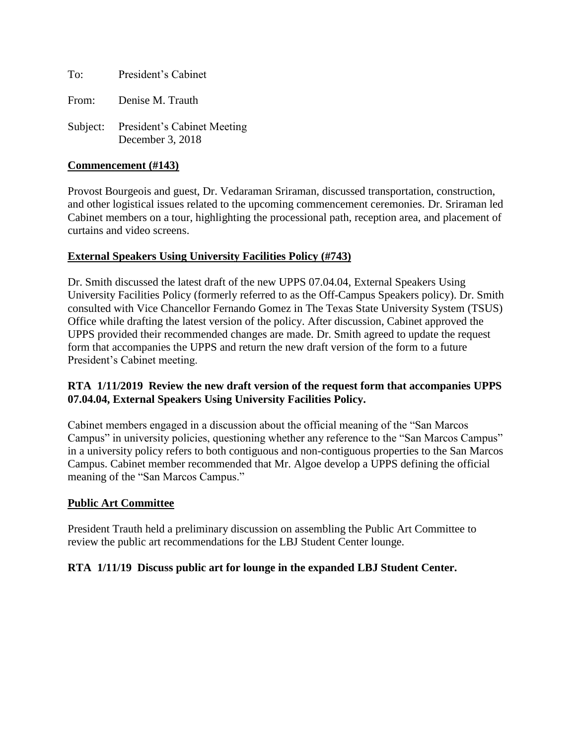To: President's Cabinet

From: Denise M. Trauth

Subject: President's Cabinet Meeting
December 3, 2018

**Commencement (#143)**

Provost Bourgeois and guest, Dr. Vedaraman Sriraman, discussed transportation, construction, and other logistical issues related to the upcoming commencement ceremonies. Dr. Sriraman led Cabinet members on a tour, highlighting the processional path, reception area, and placement of curtains and video screens.

**External Speakers Using University Facilities Policy (#743)**

Dr. Smith discussed the latest draft of the new UPPS 07.04.04, External Speakers Using University Facilities Policy (formerly referred to as the Off-Campus Speakers policy). Dr. Smith consulted with Vice Chancellor Fernando Gomez in The Texas State University System (TSUS) Office while drafting the latest version of the policy. After discussion, Cabinet approved the UPPS provided their recommended changes are made. Dr. Smith agreed to update the request form that accompanies the UPPS and return the new draft version of the form to a future President's Cabinet meeting.

**RTA 1/11/2019 Review the new draft version of the request form that accompanies UPPS 07.04.04, External Speakers Using University Facilities Policy.**

Cabinet members engaged in a discussion about the official meaning of the "San Marcos Campus" in university policies, questioning whether any reference to the "San Marcos Campus" in a university policy refers to both contiguous and non-contiguous properties to the San Marcos Campus. Cabinet member recommended that Mr. Algoe develop a UPPS defining the official meaning of the "San Marcos Campus."

**Public Art Committee**

President Trauth held a preliminary discussion on assembling the Public Art Committee to review the public art recommendations for the LBJ Student Center lounge.

**RTA 1/11/19 Discuss public art for lounge in the expanded LBJ Student Center.**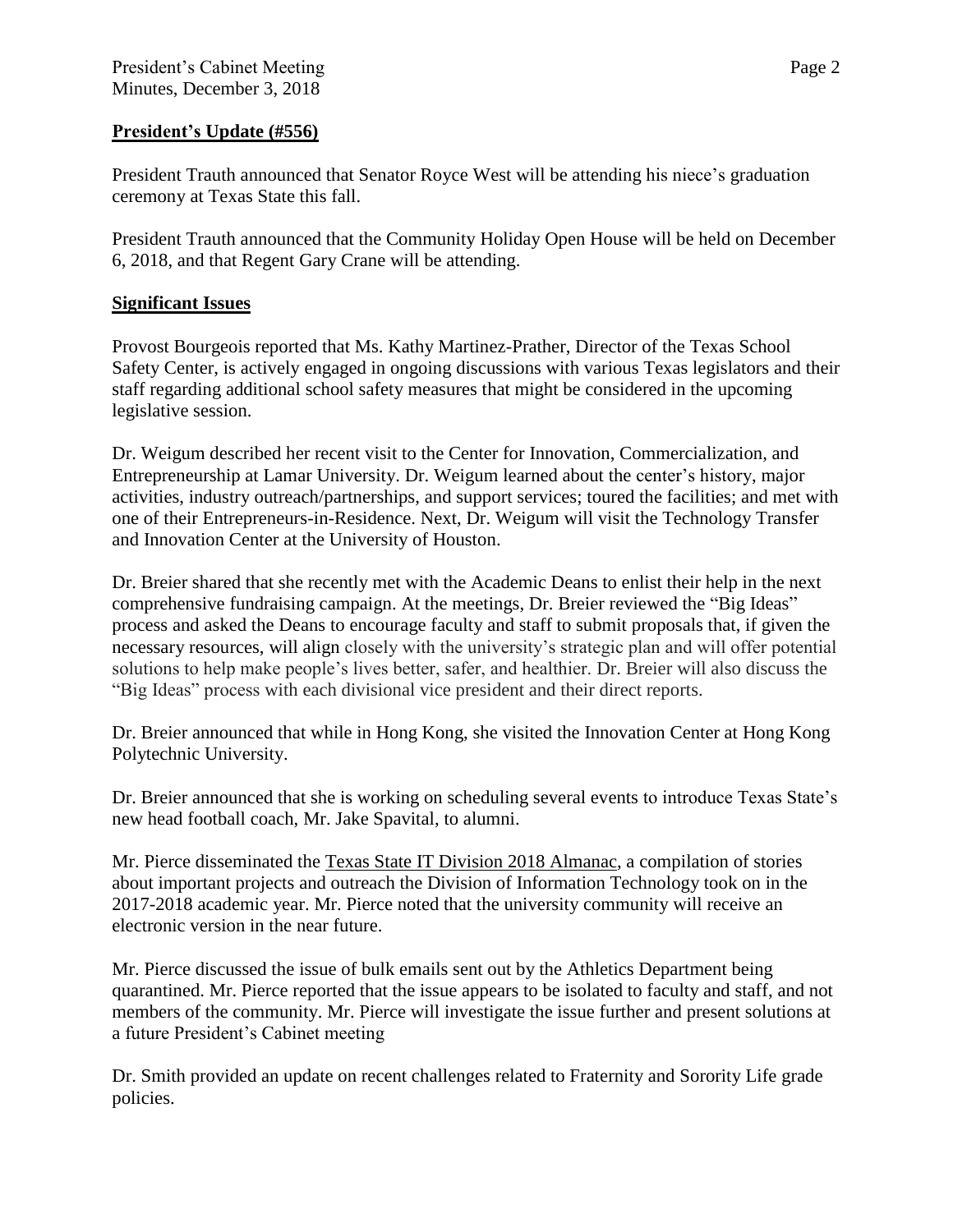**President's Update (#556)**

President Trauth announced that Senator Royce West will be attending his niece's graduation ceremony at Texas State this fall.

President Trauth announced that the Community Holiday Open House will be held on December 6, 2018, and that Regent Gary Crane will be attending.

**Significant Issues**

Provost Bourgeois reported that Ms. Kathy Martinez-Prather, Director of the Texas School Safety Center, is actively engaged in ongoing discussions with various Texas legislators and their staff regarding additional school safety measures that might be considered in the upcoming legislative session.

Dr. Weigum described her recent visit to the Center for Innovation, Commercialization, and Entrepreneurship at Lamar University. Dr. Weigum learned about the center's history, major activities, industry outreach/partnerships, and support services; toured the facilities; and met with one of their Entrepreneurs-in-Residence. Next, Dr. Weigum will visit the Technology Transfer and Innovation Center at the University of Houston.

Dr. Breier shared that she recently met with the Academic Deans to enlist their help in the next comprehensive fundraising campaign. At the meetings, Dr. Breier reviewed the "Big Ideas" process and asked the Deans to encourage faculty and staff to submit proposals that, if given the necessary resources, will align closely with the university's strategic plan and will offer potential solutions to help make people's lives better, safer, and healthier. Dr. Breier will also discuss the "Big Ideas" process with each divisional vice president and their direct reports.

Dr. Breier announced that while in Hong Kong, she visited the Innovation Center at Hong Kong Polytechnic University.

Dr. Breier announced that she is working on scheduling several events to introduce Texas State's new head football coach, Mr. Jake Spavital, to alumni.

Mr. Pierce disseminated the Texas State IT Division 2018 Almanac, a compilation of stories about important projects and outreach the Division of Information Technology took on in the 2017-2018 academic year. Mr. Pierce noted that the university community will receive an electronic version in the near future.

Mr. Pierce discussed the issue of bulk emails sent out by the Athletics Department being quarantined. Mr. Pierce reported that the issue appears to be isolated to faculty and staff, and not members of the community. Mr. Pierce will investigate the issue further and present solutions at a future President's Cabinet meeting

Dr. Smith provided an update on recent challenges related to Fraternity and Sorority Life grade policies.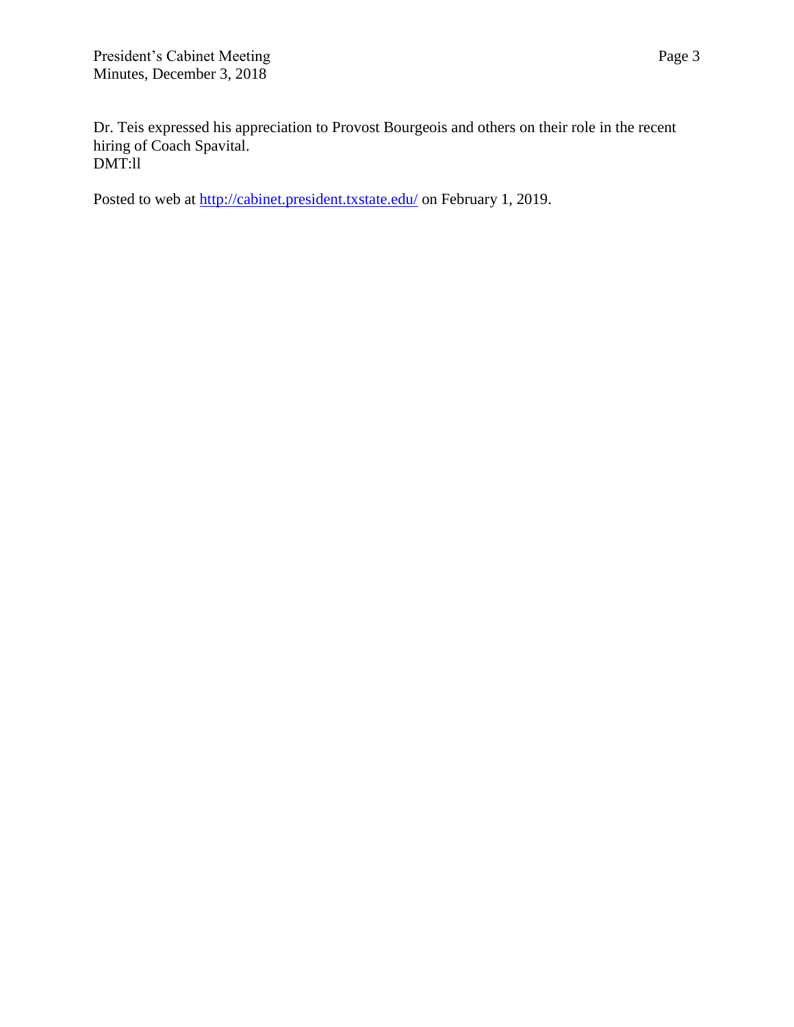Dr. Teis expressed his appreciation to Provost Bourgeois and others on their role in the recent hiring of Coach Spavital.
DMT:ll

Posted to web at http://cabinet.president.txstate.edu/ on February 1, 2019.